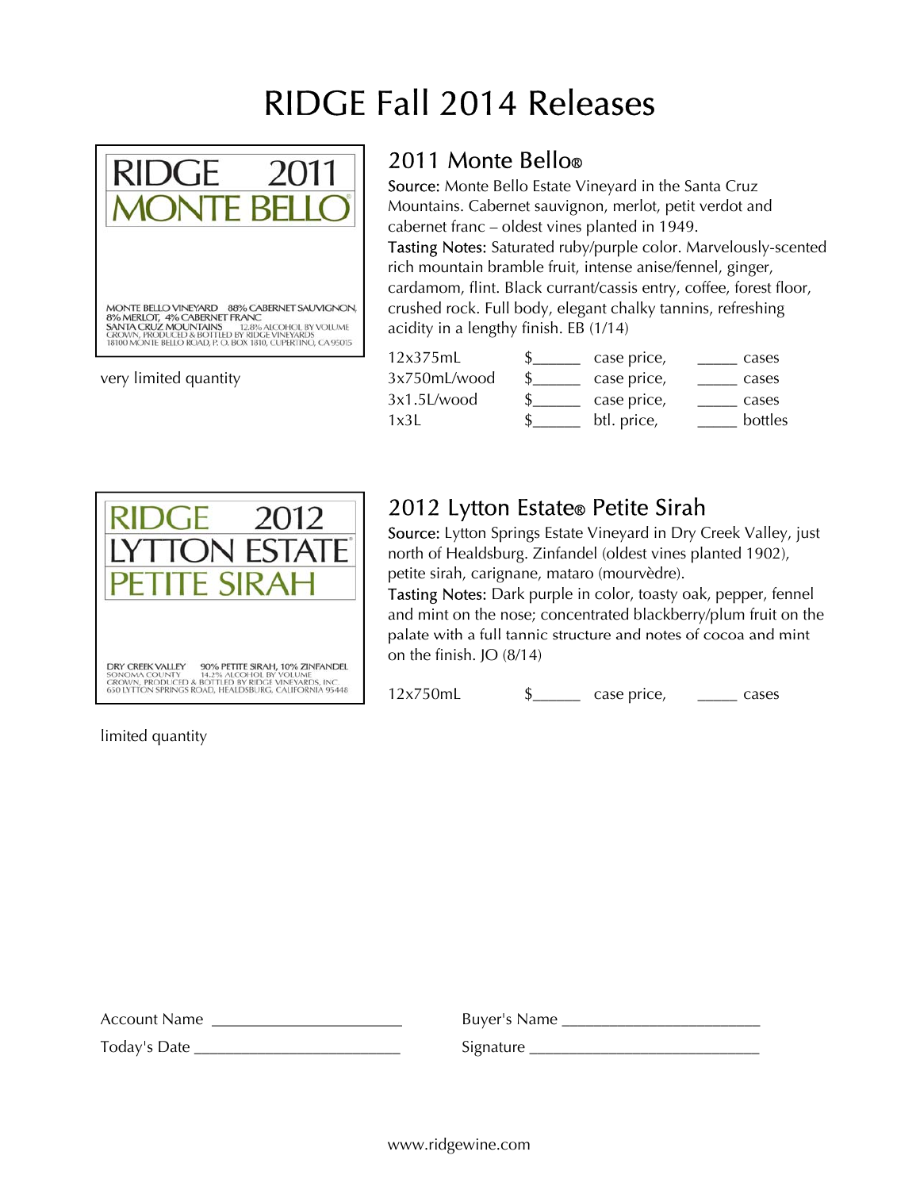# RIDGE Fall 2014 Releases

RIDGE 2011
MONTE BELLO

MONTE BELLO VINEYARD 88% CABERNET SAUVIGNON, 8% MERLOT, 4% CABERNET FRANC
SANTA CRUZ MOUNTAINS 12.8% ALCOHOL BY VOLUME
GROWN, PRODUCED & BOTTLED BY RIDGE VINEYARDS
18100 MONTE BELLO ROAD, P. O. BOX 1810, CUPERTINO, CA 95015

very limited quantity

## 2011 Monte Bello®

**Source:** Monte Bello Estate Vineyard in the Santa Cruz Mountains. Cabernet sauvignon, merlot, petit verdot and cabernet franc – oldest vines planted in 1949.

**Tasting Notes:** Saturated ruby/purple color. Marvelously-scented rich mountain bramble fruit, intense anise/fennel, ginger, cardamom, flint. Black currant/cassis entry, coffee, forest floor, crushed rock. Full body, elegant chalky tannins, refreshing acidity in a lengthy finish. EB (1/14)

| | | | | |
|---|---|---|---|---|
| 12x375mL | $______ | case price, | _____ | cases |
| 3x750mL/wood | $______ | case price, | _____ | cases |
| 3x1.5L/wood | $______ | case price, | _____ | cases |
| 1x3L | $______ | btl. price, | _____ | bottles |

RIDGE 2012
LYTTON ESTATE
PETITE SIRAH

DRY CREEK VALLEY 90% PETITE SIRAH, 10% ZINFANDEL
SONOMA COUNTY 14.2% ALCOHOL BY VOLUME
GROWN, PRODUCED & BOTTLED BY RIDGE VINEYARDS, INC.
650 LYTTON SPRINGS ROAD, HEALDSBURG, CALIFORNIA 95448

limited quantity

## 2012 Lytton Estate® Petite Sirah

**Source:** Lytton Springs Estate Vineyard in Dry Creek Valley, just north of Healdsburg. Zinfandel (oldest vines planted 1902), petite sirah, carignane, mataro (mourvèdre).

**Tasting Notes:** Dark purple in color, toasty oak, pepper, fennel and mint on the nose; concentrated blackberry/plum fruit on the palate with a full tannic structure and notes of cocoa and mint on the finish. JO (8/14)

| | | | | |
|---|---|---|---|---|
| 12x750mL | $______ | case price, | _____ | cases |

Account Name ______________________ Buyer's Name ______________________

Today's Date ______________________ Signature ______________________

www.ridgewine.com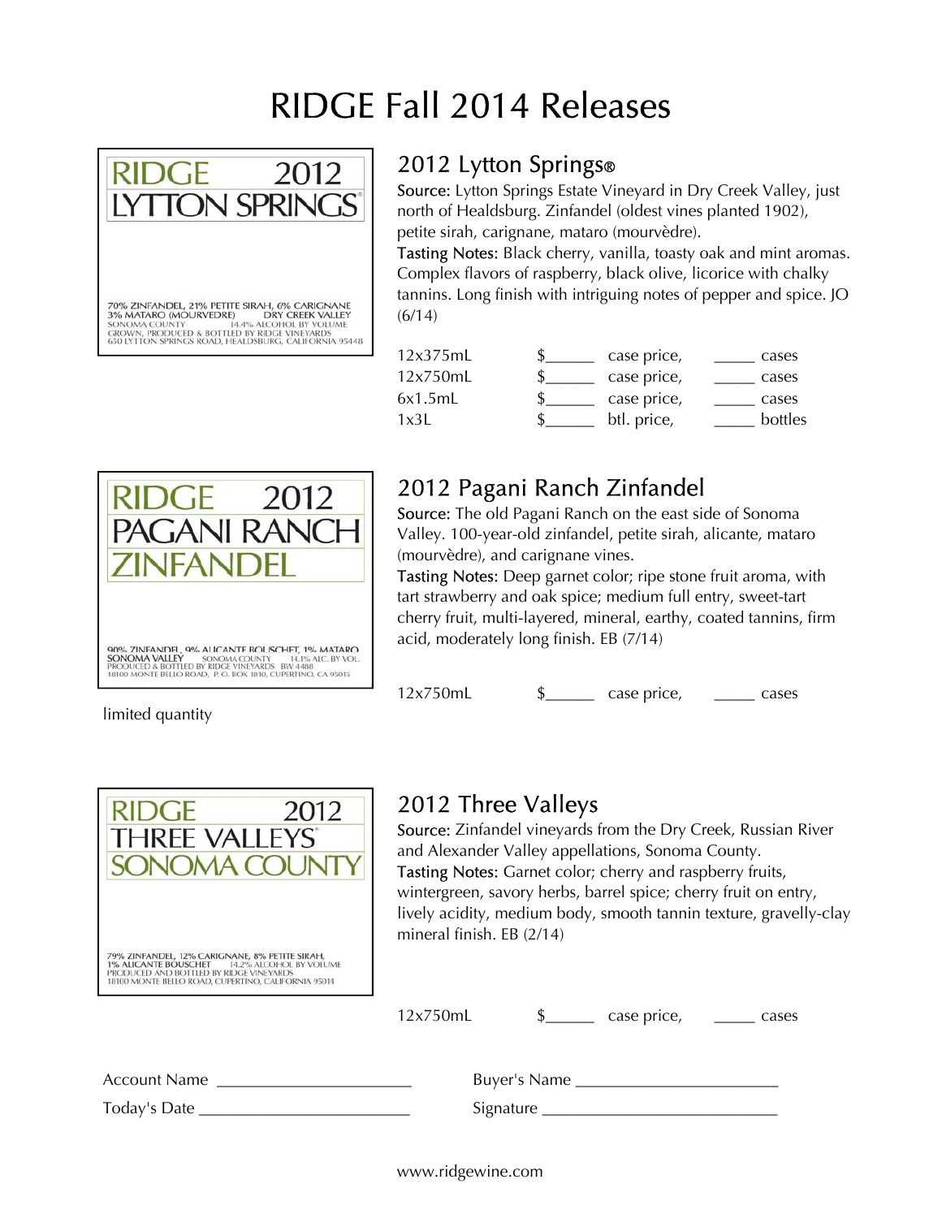# RIDGE Fall 2014 Releases

RIDGE 2012
LYTTON SPRINGS®

70% ZINFANDEL, 21% PETITE SIRAH, 6% CARIGNANE
3% MATARO (MOURVEDRE) DRY CREEK VALLEY
SONOMA COUNTY 14.4% ALCOHOL BY VOLUME
GROWN, PRODUCED & BOTTLED BY RIDGE VINEYARDS
650 LYTTON SPRINGS ROAD, HEALDSBURG, CALIFORNIA 95448

## 2012 Lytton Springs®

**Source:** Lytton Springs Estate Vineyard in Dry Creek Valley, just north of Healdsburg. Zinfandel (oldest vines planted 1902), petite sirah, carignane, mataro (mourvèdre).

**Tasting Notes:** Black cherry, vanilla, toasty oak and mint aromas. Complex flavors of raspberry, black olive, licorice with chalky tannins. Long finish with intriguing notes of pepper and spice. JO (6/14)

| | | | | |
|---|---|---|---|---|
| 12x375mL | $_____ | case price, | _____ | cases |
| 12x750mL | $_____ | case price, | _____ | cases |
| 6x1.5mL | $_____ | case price, | _____ | cases |
| 1x3L | $_____ | btl. price, | _____ | bottles |

RIDGE 2012
PAGANI RANCH
ZINFANDEL

90% ZINFANDEL, 9% ALICANTE BOUSCHET, 1% MATARO
SONOMA VALLEY SONOMA COUNTY 14.1% ALC. BY VOL.
PRODUCED & BOTTLED BY RIDGE VINEYARDS BW 4488
18100 MONTE BELLO ROAD, P. O. BOX 1810, CUPERTINO, CA 95015

limited quantity

## 2012 Pagani Ranch Zinfandel

**Source:** The old Pagani Ranch on the east side of Sonoma Valley. 100-year-old zinfandel, petite sirah, alicante, mataro (mourvèdre), and carignane vines.

**Tasting Notes:** Deep garnet color; ripe stone fruit aroma, with tart strawberry and oak spice; medium full entry, sweet-tart cherry fruit, multi-layered, mineral, earthy, coated tannins, firm acid, moderately long finish. EB (7/14)

| | | | | |
|---|---|---|---|---|
| 12x750mL | $_____ | case price, | _____ | cases |

RIDGE 2012
THREE VALLEYS®
SONOMA COUNTY

79% ZINFANDEL, 12% CARIGNANE, 8% PETITE SIRAH,
1% ALICANTE BOUSCHET 14.2% ALCOHOL BY VOLUME
PRODUCED AND BOTTLED BY RIDGE VINEYARDS
18100 MONTE BELLO ROAD, CUPERTINO, CALIFORNIA 95014

## 2012 Three Valleys

**Source:** Zinfandel vineyards from the Dry Creek, Russian River and Alexander Valley appellations, Sonoma County.

**Tasting Notes:** Garnet color; cherry and raspberry fruits, wintergreen, savory herbs, barrel spice; cherry fruit on entry, lively acidity, medium body, smooth tannin texture, gravelly-clay mineral finish. EB (2/14)

| | | | | |
|---|---|---|---|---|
| 12x750mL | $_____ | case price, | _____ | cases |

Account Name _______________________ Buyer's Name _______________________

Today's Date _______________________ Signature _______________________

www.ridgewine.com